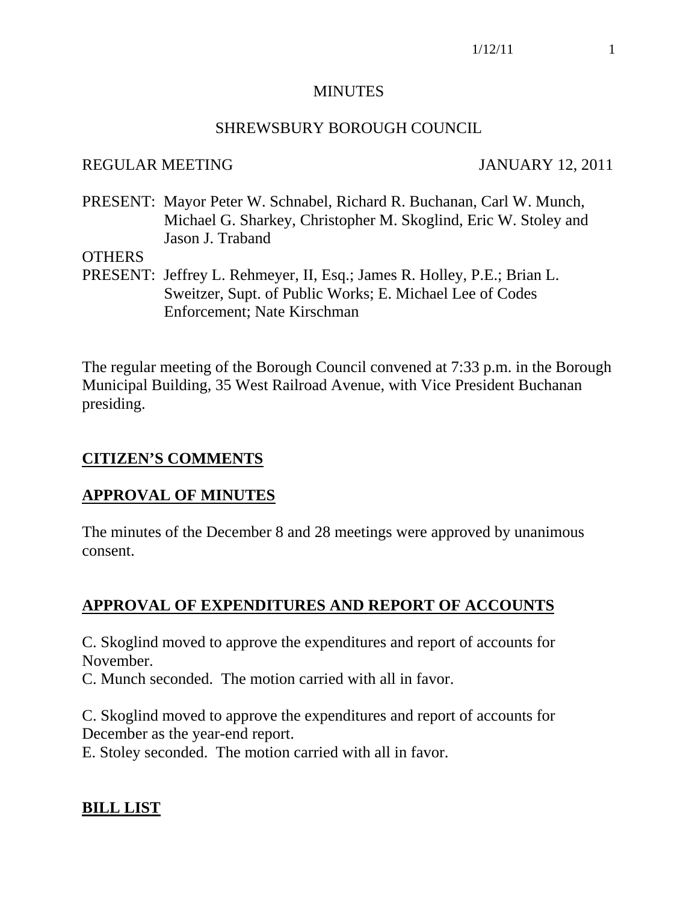# MINUTES

## SHREWSBURY BOROUGH COUNCIL

REGULAR MEETING JANUARY 12, 2011

PRESENT: Mayor Peter W. Schnabel, Richard R. Buchanan, Carl W. Munch, Michael G. Sharkey, Christopher M. Skoglind, Eric W. Stoley and Jason J. Traband

OTHERS
PRESENT: Jeffrey L. Rehmeyer, II, Esq.; James R. Holley, P.E.; Brian L. Sweitzer, Supt. of Public Works; E. Michael Lee of Codes Enforcement; Nate Kirschman

The regular meeting of the Borough Council convened at 7:33 p.m. in the Borough Municipal Building, 35 West Railroad Avenue, with Vice President Buchanan presiding.

**CITIZEN'S COMMENTS**

**APPROVAL OF MINUTES**

The minutes of the December 8 and 28 meetings were approved by unanimous consent.

**APPROVAL OF EXPENDITURES AND REPORT OF ACCOUNTS**

C. Skoglind moved to approve the expenditures and report of accounts for November.
C. Munch seconded. The motion carried with all in favor.

C. Skoglind moved to approve the expenditures and report of accounts for December as the year-end report.
E. Stoley seconded. The motion carried with all in favor.

**BILL LIST**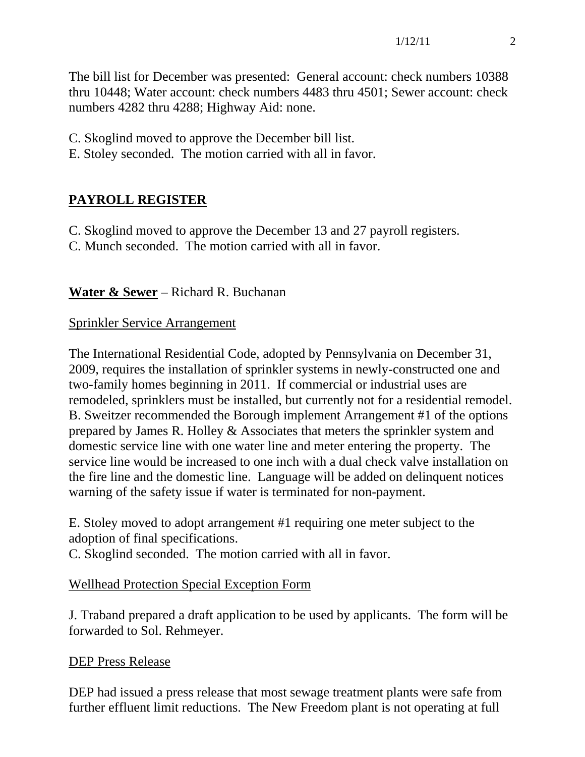The bill list for December was presented: General account: check numbers 10388 thru 10448; Water account: check numbers 4483 thru 4501; Sewer account: check numbers 4282 thru 4288; Highway Aid: none.

C. Skoglind moved to approve the December bill list.
E. Stoley seconded. The motion carried with all in favor.

## **PAYROLL REGISTER**

C. Skoglind moved to approve the December 13 and 27 payroll registers.
C. Munch seconded. The motion carried with all in favor.

**Water & Sewer** – Richard R. Buchanan

Sprinkler Service Arrangement

The International Residential Code, adopted by Pennsylvania on December 31, 2009, requires the installation of sprinkler systems in newly-constructed one and two-family homes beginning in 2011. If commercial or industrial uses are remodeled, sprinklers must be installed, but currently not for a residential remodel. B. Sweitzer recommended the Borough implement Arrangement #1 of the options prepared by James R. Holley & Associates that meters the sprinkler system and domestic service line with one water line and meter entering the property. The service line would be increased to one inch with a dual check valve installation on the fire line and the domestic line. Language will be added on delinquent notices warning of the safety issue if water is terminated for non-payment.

E. Stoley moved to adopt arrangement #1 requiring one meter subject to the adoption of final specifications.
C. Skoglind seconded. The motion carried with all in favor.

Wellhead Protection Special Exception Form

J. Traband prepared a draft application to be used by applicants. The form will be forwarded to Sol. Rehmeyer.

DEP Press Release

DEP had issued a press release that most sewage treatment plants were safe from further effluent limit reductions. The New Freedom plant is not operating at full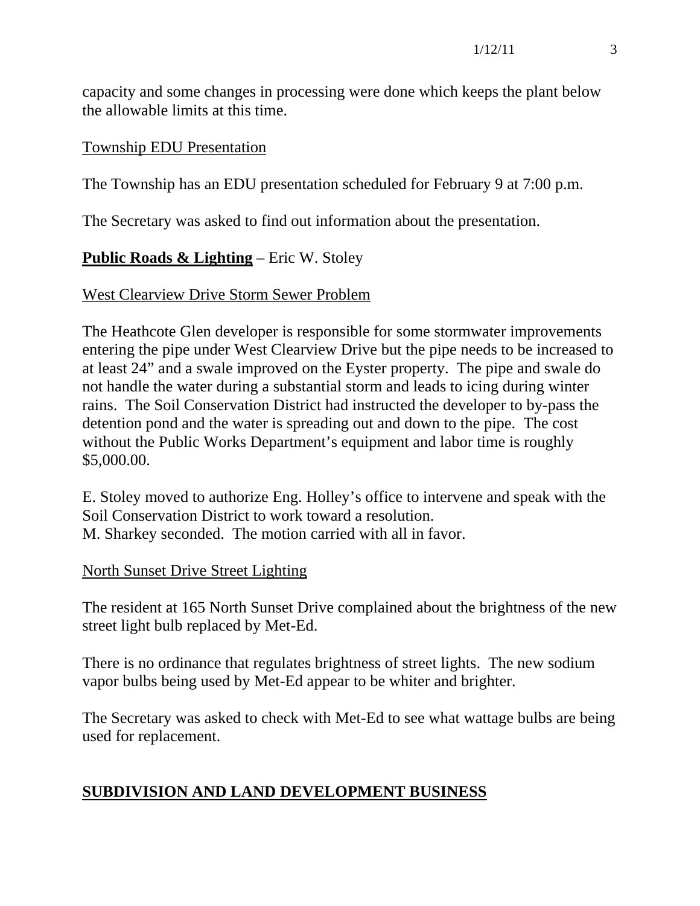capacity and some changes in processing were done which keeps the plant below the allowable limits at this time.

Township EDU Presentation

The Township has an EDU presentation scheduled for February 9 at 7:00 p.m.

The Secretary was asked to find out information about the presentation.

**Public Roads & Lighting** – Eric W. Stoley

West Clearview Drive Storm Sewer Problem

The Heathcote Glen developer is responsible for some stormwater improvements entering the pipe under West Clearview Drive but the pipe needs to be increased to at least 24" and a swale improved on the Eyster property. The pipe and swale do not handle the water during a substantial storm and leads to icing during winter rains. The Soil Conservation District had instructed the developer to by-pass the detention pond and the water is spreading out and down to the pipe. The cost without the Public Works Department's equipment and labor time is roughly $5,000.00.

E. Stoley moved to authorize Eng. Holley's office to intervene and speak with the Soil Conservation District to work toward a resolution.
M. Sharkey seconded. The motion carried with all in favor.

North Sunset Drive Street Lighting

The resident at 165 North Sunset Drive complained about the brightness of the new street light bulb replaced by Met-Ed.

There is no ordinance that regulates brightness of street lights. The new sodium vapor bulbs being used by Met-Ed appear to be whiter and brighter.

The Secretary was asked to check with Met-Ed to see what wattage bulbs are being used for replacement.

## SUBDIVISION AND LAND DEVELOPMENT BUSINESS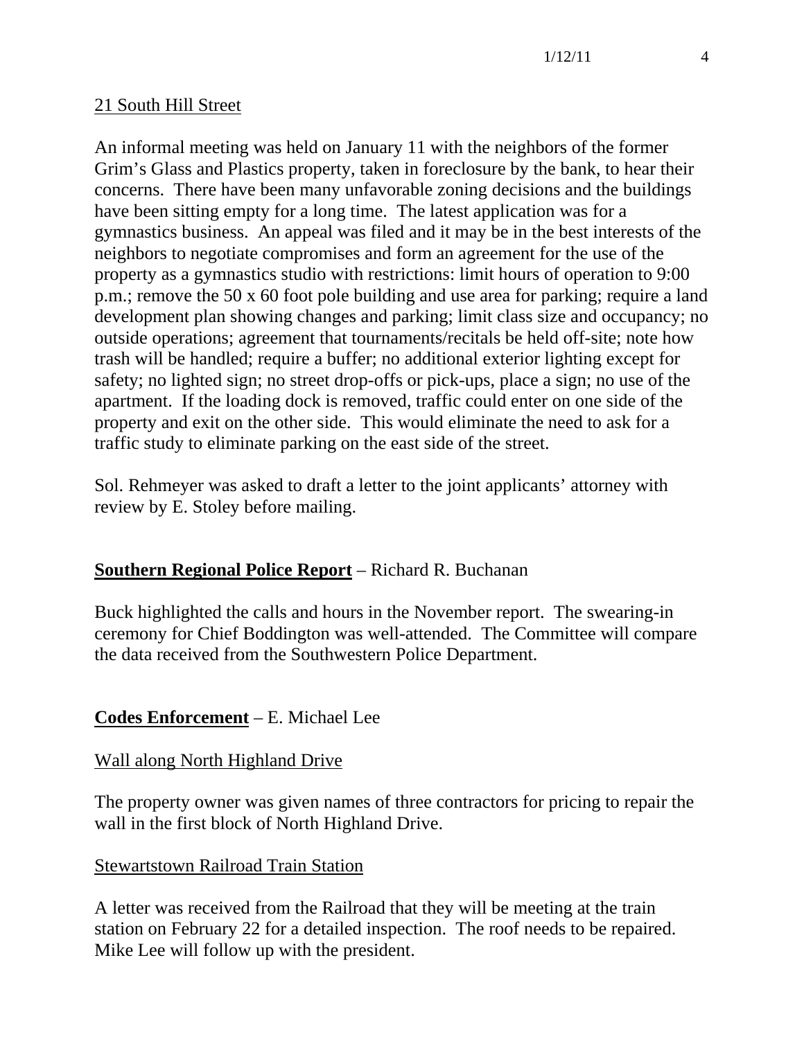21 South Hill Street

An informal meeting was held on January 11 with the neighbors of the former Grim's Glass and Plastics property, taken in foreclosure by the bank, to hear their concerns. There have been many unfavorable zoning decisions and the buildings have been sitting empty for a long time. The latest application was for a gymnastics business. An appeal was filed and it may be in the best interests of the neighbors to negotiate compromises and form an agreement for the use of the property as a gymnastics studio with restrictions: limit hours of operation to 9:00 p.m.; remove the 50 x 60 foot pole building and use area for parking; require a land development plan showing changes and parking; limit class size and occupancy; no outside operations; agreement that tournaments/recitals be held off-site; note how trash will be handled; require a buffer; no additional exterior lighting except for safety; no lighted sign; no street drop-offs or pick-ups, place a sign; no use of the apartment. If the loading dock is removed, traffic could enter on one side of the property and exit on the other side. This would eliminate the need to ask for a traffic study to eliminate parking on the east side of the street.

Sol. Rehmeyer was asked to draft a letter to the joint applicants' attorney with review by E. Stoley before mailing.

**Southern Regional Police Report** – Richard R. Buchanan

Buck highlighted the calls and hours in the November report. The swearing-in ceremony for Chief Boddington was well-attended. The Committee will compare the data received from the Southwestern Police Department.

**Codes Enforcement** – E. Michael Lee

Wall along North Highland Drive

The property owner was given names of three contractors for pricing to repair the wall in the first block of North Highland Drive.

Stewartstown Railroad Train Station

A letter was received from the Railroad that they will be meeting at the train station on February 22 for a detailed inspection. The roof needs to be repaired. Mike Lee will follow up with the president.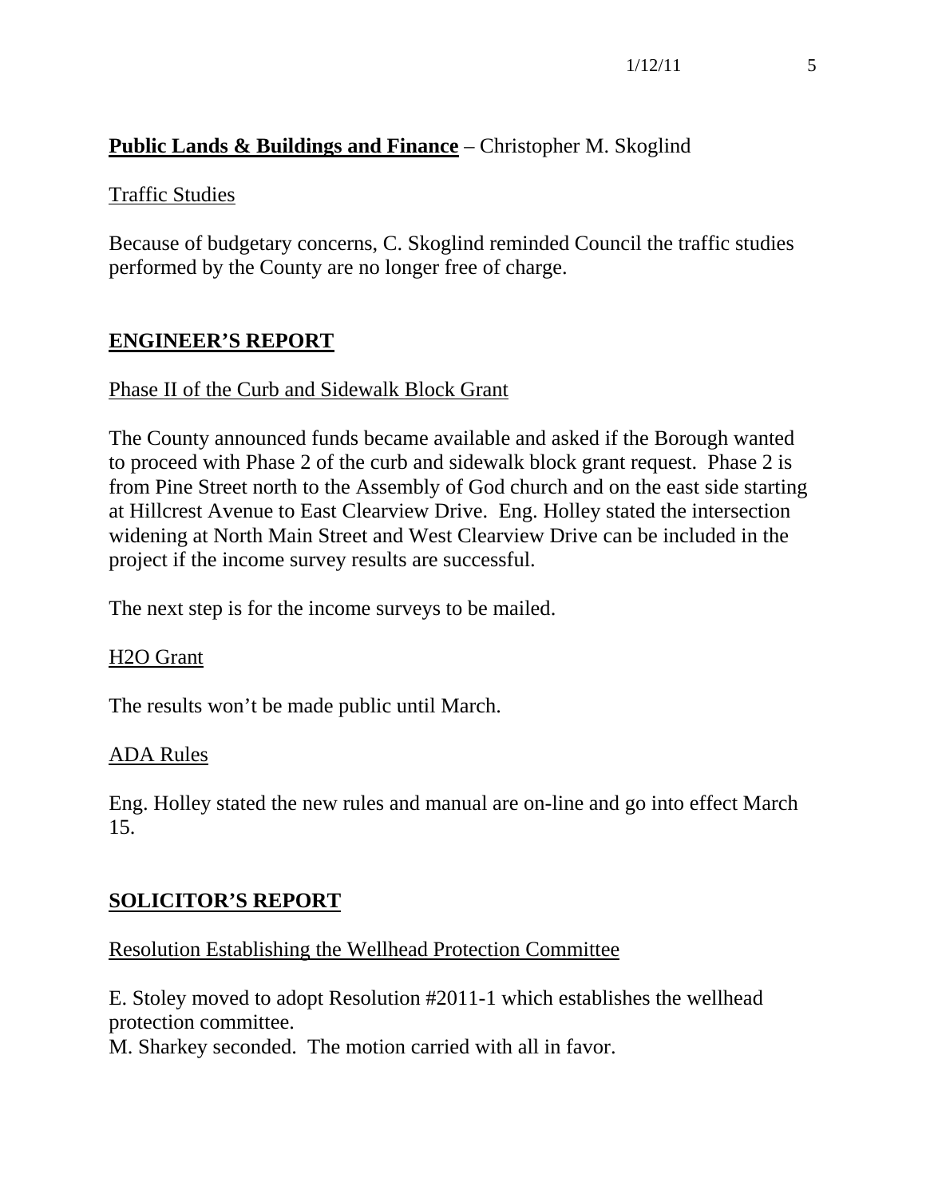**Public Lands & Buildings and Finance** – Christopher M. Skoglind

Traffic Studies

Because of budgetary concerns, C. Skoglind reminded Council the traffic studies performed by the County are no longer free of charge.

## ENGINEER'S REPORT

Phase II of the Curb and Sidewalk Block Grant

The County announced funds became available and asked if the Borough wanted to proceed with Phase 2 of the curb and sidewalk block grant request. Phase 2 is from Pine Street north to the Assembly of God church and on the east side starting at Hillcrest Avenue to East Clearview Drive. Eng. Holley stated the intersection widening at North Main Street and West Clearview Drive can be included in the project if the income survey results are successful.

The next step is for the income surveys to be mailed.

H2O Grant

The results won't be made public until March.

ADA Rules

Eng. Holley stated the new rules and manual are on-line and go into effect March 15.

## SOLICITOR'S REPORT

Resolution Establishing the Wellhead Protection Committee

E. Stoley moved to adopt Resolution #2011-1 which establishes the wellhead protection committee.
M. Sharkey seconded. The motion carried with all in favor.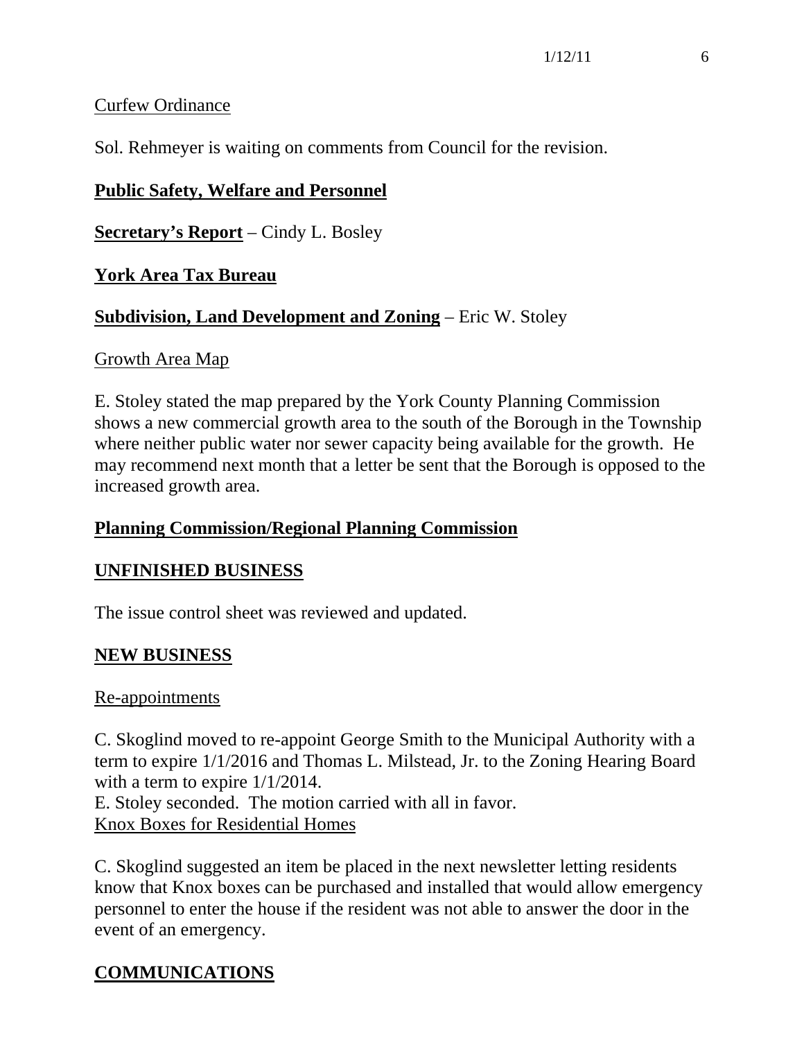Curfew Ordinance

Sol. Rehmeyer is waiting on comments from Council for the revision.

**Public Safety, Welfare and Personnel**

**Secretary's Report** – Cindy L. Bosley

**York Area Tax Bureau**

**Subdivision, Land Development and Zoning** – Eric W. Stoley

Growth Area Map

E. Stoley stated the map prepared by the York County Planning Commission shows a new commercial growth area to the south of the Borough in the Township where neither public water nor sewer capacity being available for the growth. He may recommend next month that a letter be sent that the Borough is opposed to the increased growth area.

**Planning Commission/Regional Planning Commission**

**UNFINISHED BUSINESS**

The issue control sheet was reviewed and updated.

**NEW BUSINESS**

Re-appointments

C. Skoglind moved to re-appoint George Smith to the Municipal Authority with a term to expire 1/1/2016 and Thomas L. Milstead, Jr. to the Zoning Hearing Board with a term to expire 1/1/2014.
E. Stoley seconded. The motion carried with all in favor.

Knox Boxes for Residential Homes

C. Skoglind suggested an item be placed in the next newsletter letting residents know that Knox boxes can be purchased and installed that would allow emergency personnel to enter the house if the resident was not able to answer the door in the event of an emergency.

**COMMUNICATIONS**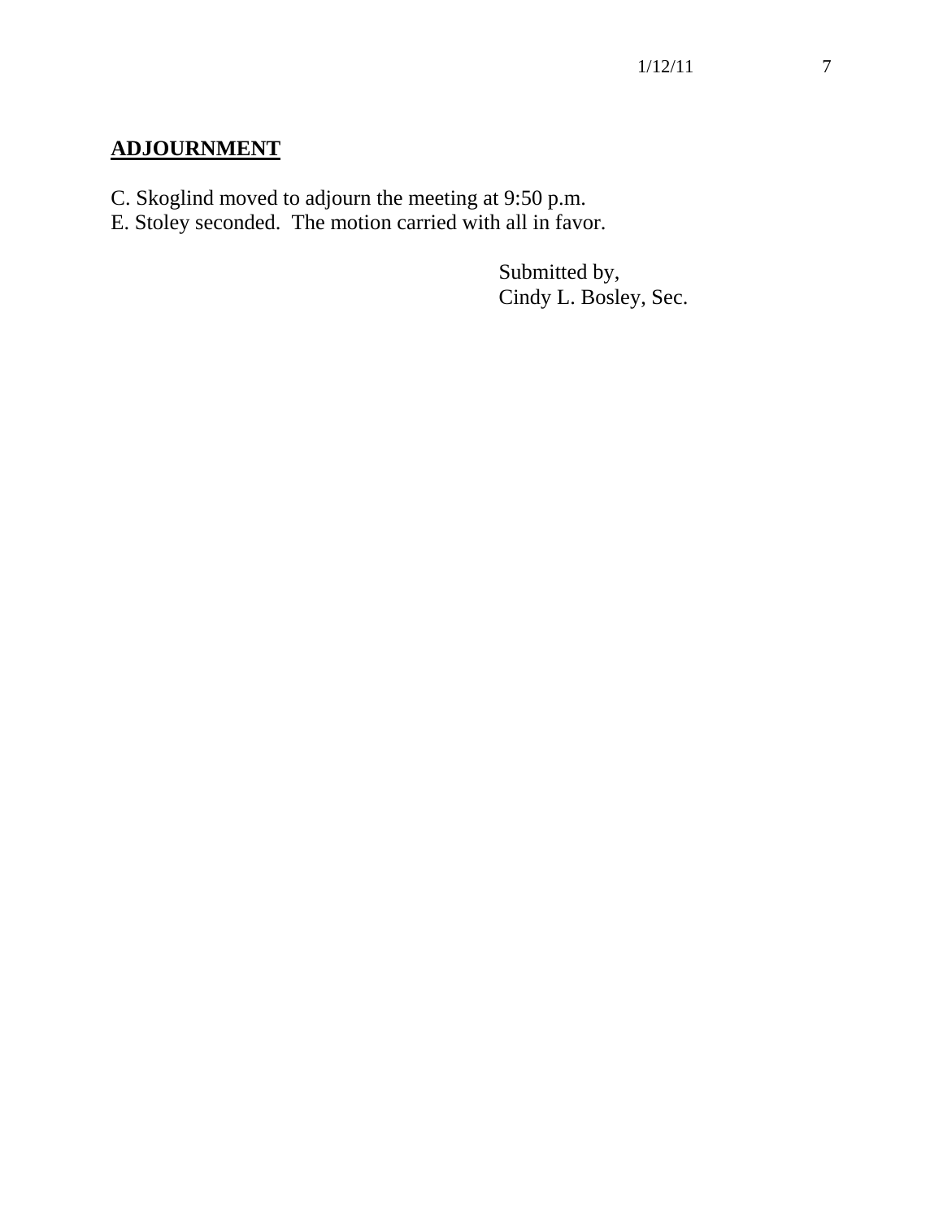**ADJOURNMENT**

C. Skoglind moved to adjourn the meeting at 9:50 p.m.
E. Stoley seconded. The motion carried with all in favor.

Submitted by,
Cindy L. Bosley, Sec.